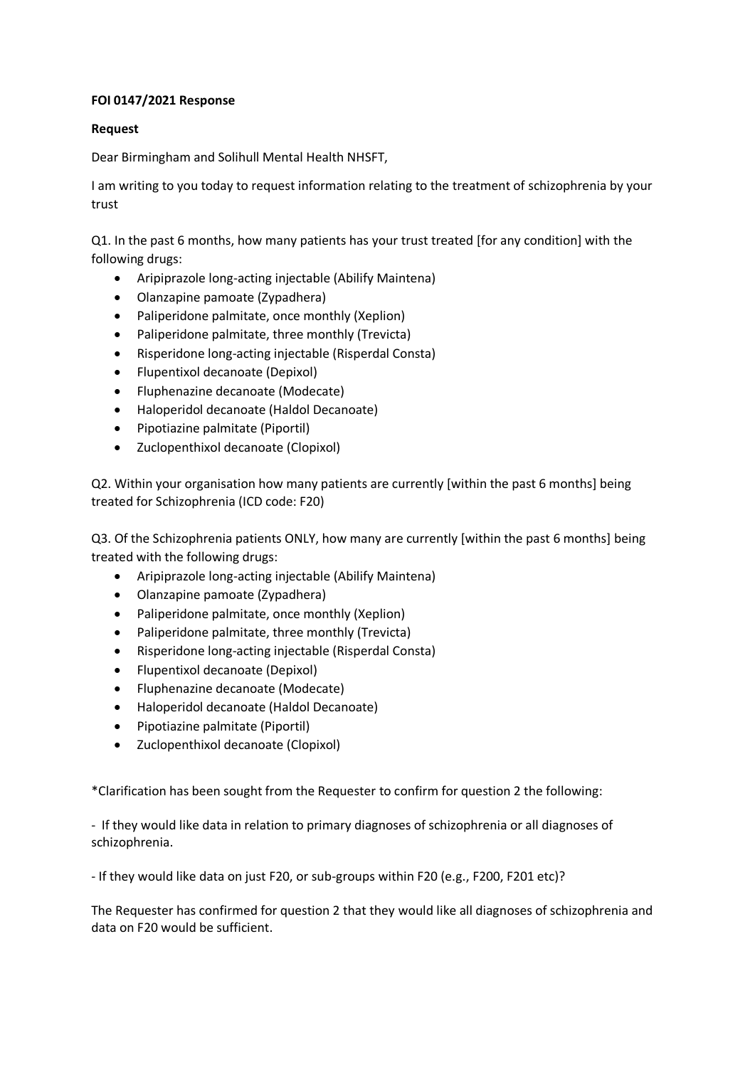**FOI 0147/2021 Response**

**Request**

Dear Birmingham and Solihull Mental Health NHSFT,

I am writing to you today to request information relating to the treatment of schizophrenia by your trust

Q1. In the past 6 months, how many patients has your trust treated [for any condition] with the following drugs:

- Aripiprazole long-acting injectable (Abilify Maintena)
- Olanzapine pamoate (Zypadhera)
- Paliperidone palmitate, once monthly (Xeplion)
- Paliperidone palmitate, three monthly (Trevicta)
- Risperidone long-acting injectable (Risperdal Consta)
- Flupentixol decanoate (Depixol)
- Fluphenazine decanoate (Modecate)
- Haloperidol decanoate (Haldol Decanoate)
- Pipotiazine palmitate (Piportil)
- Zuclopenthixol decanoate (Clopixol)

Q2. Within your organisation how many patients are currently [within the past 6 months] being treated for Schizophrenia (ICD code: F20)

Q3. Of the Schizophrenia patients ONLY, how many are currently [within the past 6 months] being treated with the following drugs:

- Aripiprazole long-acting injectable (Abilify Maintena)
- Olanzapine pamoate (Zypadhera)
- Paliperidone palmitate, once monthly (Xeplion)
- Paliperidone palmitate, three monthly (Trevicta)
- Risperidone long-acting injectable (Risperdal Consta)
- Flupentixol decanoate (Depixol)
- Fluphenazine decanoate (Modecate)
- Haloperidol decanoate (Haldol Decanoate)
- Pipotiazine palmitate (Piportil)
- Zuclopenthixol decanoate (Clopixol)

*Clarification has been sought from the Requester to confirm for question 2 the following:

- If they would like data in relation to primary diagnoses of schizophrenia or all diagnoses of schizophrenia.

- If they would like data on just F20, or sub-groups within F20 (e.g., F200, F201 etc)?

The Requester has confirmed for question 2 that they would like all diagnoses of schizophrenia and data on F20 would be sufficient.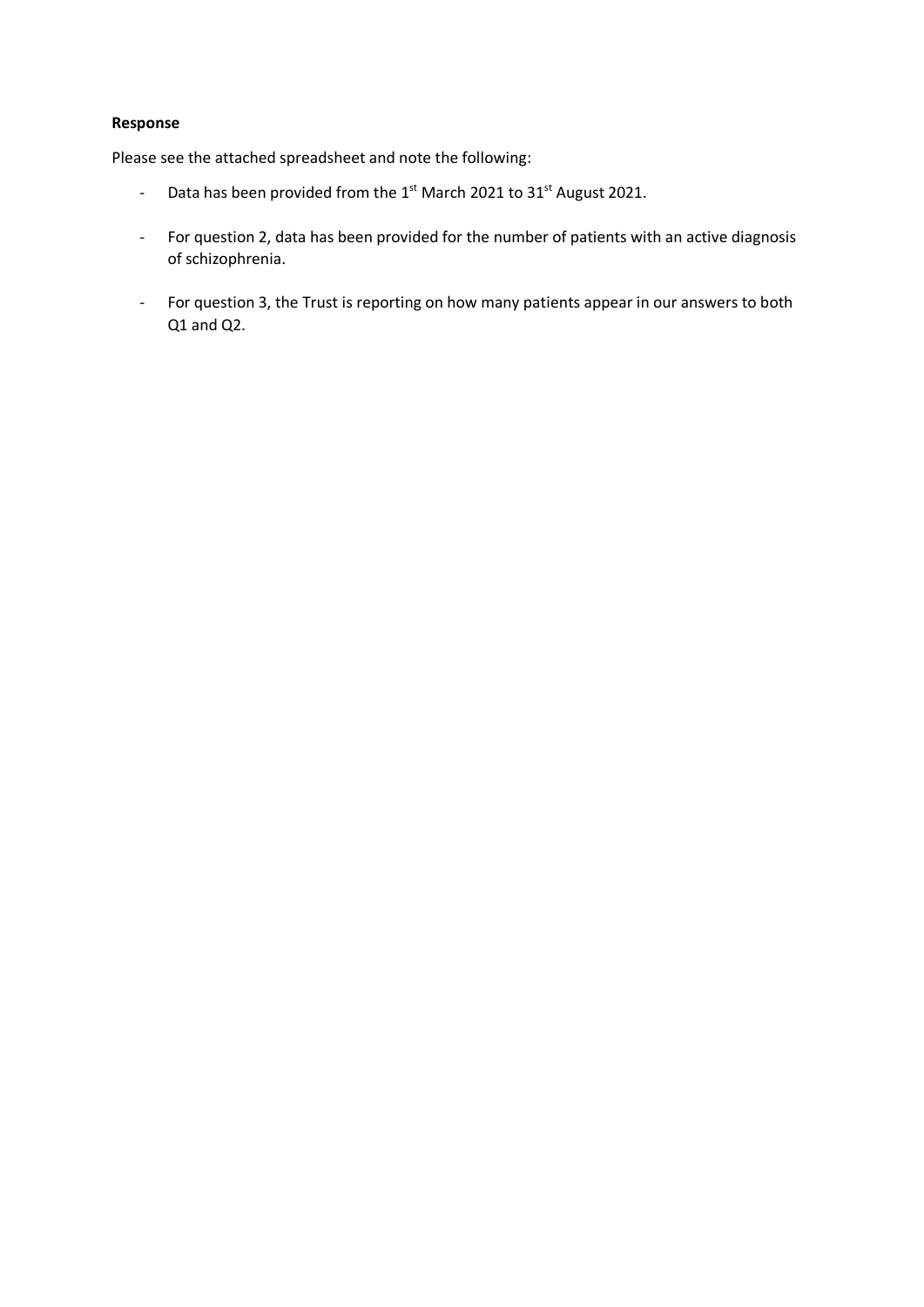**Response**

Please see the attached spreadsheet and note the following:

- Data has been provided from the 1st March 2021 to 31st August 2021.
- For question 2, data has been provided for the number of patients with an active diagnosis of schizophrenia.
- For question 3, the Trust is reporting on how many patients appear in our answers to both Q1 and Q2.